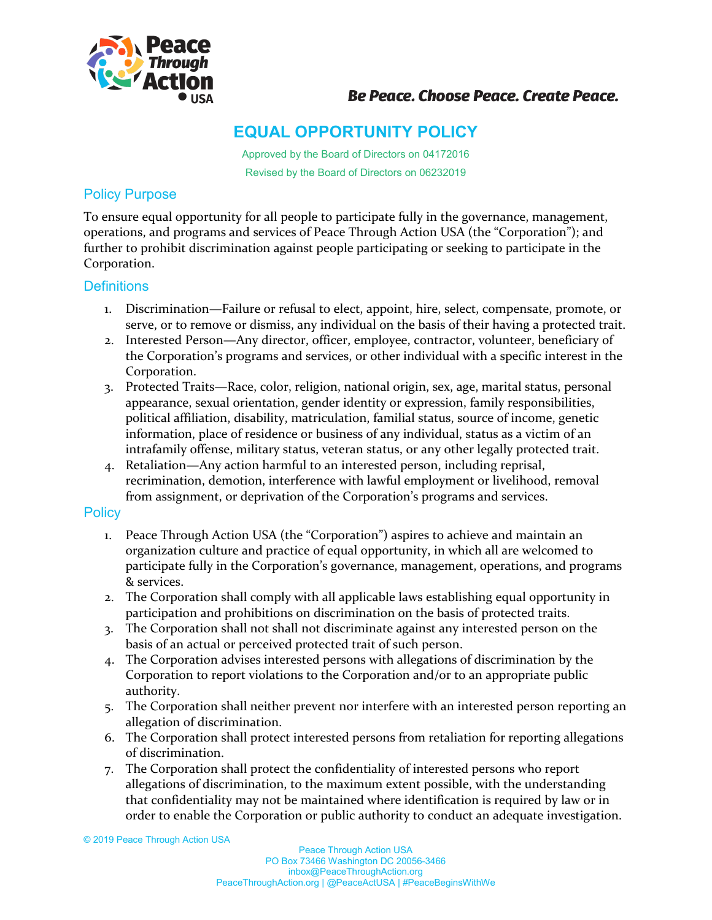Peace Through Action USA

*Be Peace. Choose Peace. Create Peace.*

# EQUAL OPPORTUNITY POLICY

Approved by the Board of Directors on 04172016

Revised by the Board of Directors on 06232019

## Policy Purpose

To ensure equal opportunity for all people to participate fully in the governance, management, operations, and programs and services of Peace Through Action USA (the "Corporation"); and further to prohibit discrimination against people participating or seeking to participate in the Corporation.

## Definitions

1. Discrimination—Failure or refusal to elect, appoint, hire, select, compensate, promote, or serve, or to remove or dismiss, any individual on the basis of their having a protected trait.
2. Interested Person—Any director, officer, employee, contractor, volunteer, beneficiary of the Corporation's programs and services, or other individual with a specific interest in the Corporation.
3. Protected Traits—Race, color, religion, national origin, sex, age, marital status, personal appearance, sexual orientation, gender identity or expression, family responsibilities, political affiliation, disability, matriculation, familial status, source of income, genetic information, place of residence or business of any individual, status as a victim of an intrafamily offense, military status, veteran status, or any other legally protected trait.
4. Retaliation—Any action harmful to an interested person, including reprisal, recrimination, demotion, interference with lawful employment or livelihood, removal from assignment, or deprivation of the Corporation's programs and services.

## Policy

1. Peace Through Action USA (the "Corporation") aspires to achieve and maintain an organization culture and practice of equal opportunity, in which all are welcomed to participate fully in the Corporation's governance, management, operations, and programs & services.
2. The Corporation shall comply with all applicable laws establishing equal opportunity in participation and prohibitions on discrimination on the basis of protected traits.
3. The Corporation shall not shall not discriminate against any interested person on the basis of an actual or perceived protected trait of such person.
4. The Corporation advises interested persons with allegations of discrimination by the Corporation to report violations to the Corporation and/or to an appropriate public authority.
5. The Corporation shall neither prevent nor interfere with an interested person reporting an allegation of discrimination.
6. The Corporation shall protect interested persons from retaliation for reporting allegations of discrimination.
7. The Corporation shall protect the confidentiality of interested persons who report allegations of discrimination, to the maximum extent possible, with the understanding that confidentiality may not be maintained where identification is required by law or in order to enable the Corporation or public authority to conduct an adequate investigation.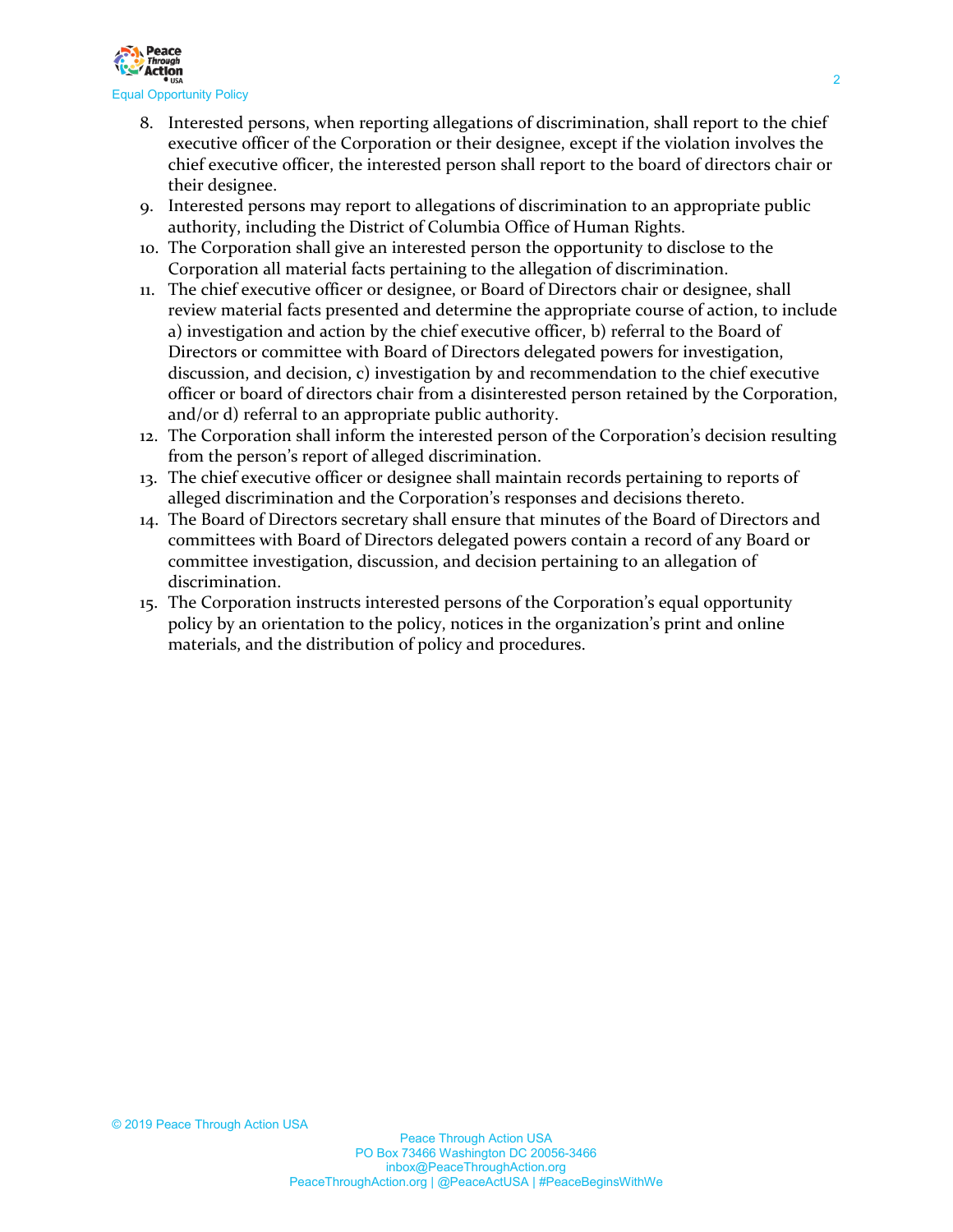8. Interested persons, when reporting allegations of discrimination, shall report to the chief executive officer of the Corporation or their designee, except if the violation involves the chief executive officer, the interested person shall report to the board of directors chair or their designee.
9. Interested persons may report to allegations of discrimination to an appropriate public authority, including the District of Columbia Office of Human Rights.
10. The Corporation shall give an interested person the opportunity to disclose to the Corporation all material facts pertaining to the allegation of discrimination.
11. The chief executive officer or designee, or Board of Directors chair or designee, shall review material facts presented and determine the appropriate course of action, to include a) investigation and action by the chief executive officer, b) referral to the Board of Directors or committee with Board of Directors delegated powers for investigation, discussion, and decision, c) investigation by and recommendation to the chief executive officer or board of directors chair from a disinterested person retained by the Corporation, and/or d) referral to an appropriate public authority.
12. The Corporation shall inform the interested person of the Corporation's decision resulting from the person's report of alleged discrimination.
13. The chief executive officer or designee shall maintain records pertaining to reports of alleged discrimination and the Corporation's responses and decisions thereto.
14. The Board of Directors secretary shall ensure that minutes of the Board of Directors and committees with Board of Directors delegated powers contain a record of any Board or committee investigation, discussion, and decision pertaining to an allegation of discrimination.
15. The Corporation instructs interested persons of the Corporation's equal opportunity policy by an orientation to the policy, notices in the organization's print and online materials, and the distribution of policy and procedures.